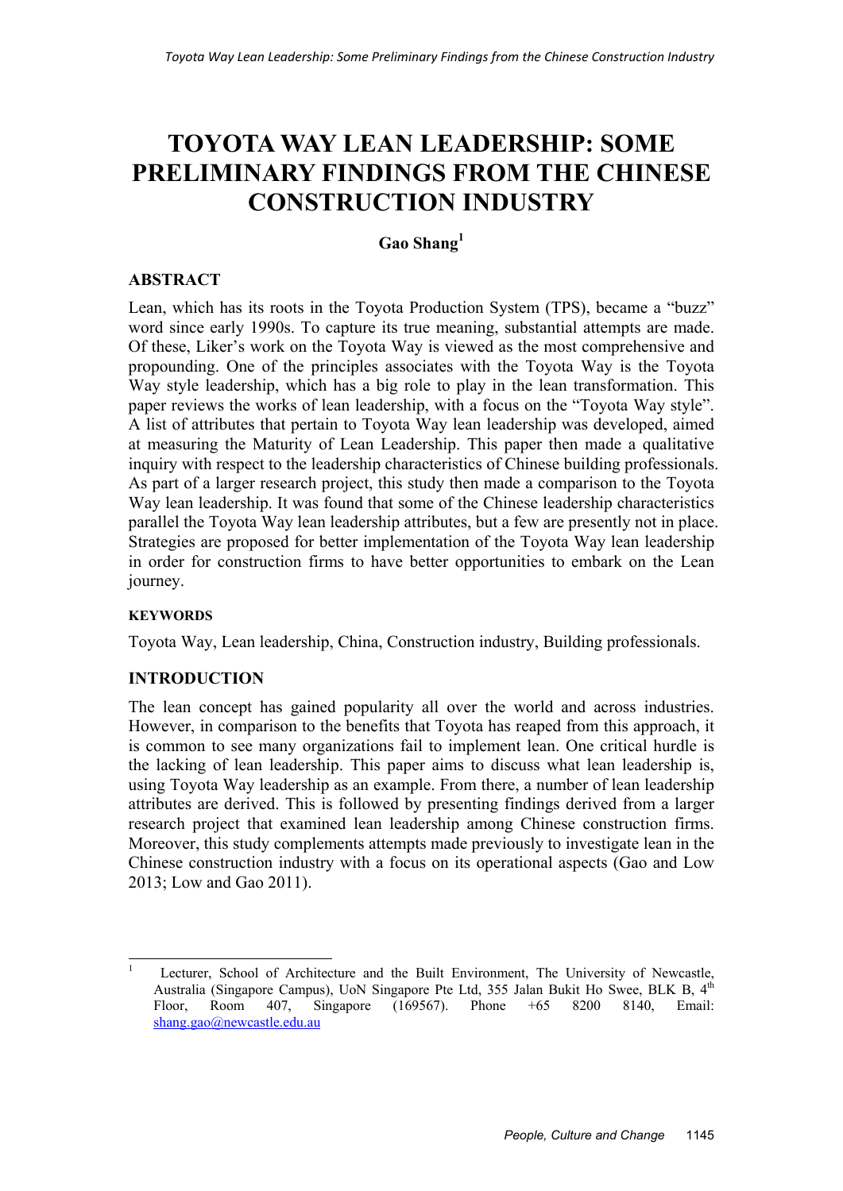# TOYOTA WAY LEAN LEADERSHIP: SOME PRELIMINARY FINDINGS FROM THE CHINESE CONSTRUCTION INDUSTRY

**Gao Shang[1]**

## ABSTRACT

Lean, which has its roots in the Toyota Production System (TPS), became a "buzz" word since early 1990s. To capture its true meaning, substantial attempts are made. Of these, Liker's work on the Toyota Way is viewed as the most comprehensive and propounding. One of the principles associates with the Toyota Way is the Toyota Way style leadership, which has a big role to play in the lean transformation. This paper reviews the works of lean leadership, with a focus on the "Toyota Way style". A list of attributes that pertain to Toyota Way lean leadership was developed, aimed at measuring the Maturity of Lean Leadership. This paper then made a qualitative inquiry with respect to the leadership characteristics of Chinese building professionals. As part of a larger research project, this study then made a comparison to the Toyota Way lean leadership. It was found that some of the Chinese leadership characteristics parallel the Toyota Way lean leadership attributes, but a few are presently not in place. Strategies are proposed for better implementation of the Toyota Way lean leadership in order for construction firms to have better opportunities to embark on the Lean journey.

### KEYWORDS

Toyota Way, Lean leadership, China, Construction industry, Building professionals.

## INTRODUCTION

The lean concept has gained popularity all over the world and across industries. However, in comparison to the benefits that Toyota has reaped from this approach, it is common to see many organizations fail to implement lean. One critical hurdle is the lacking of lean leadership. This paper aims to discuss what lean leadership is, using Toyota Way leadership as an example. From there, a number of lean leadership attributes are derived. This is followed by presenting findings derived from a larger research project that examined lean leadership among Chinese construction firms. Moreover, this study complements attempts made previously to investigate lean in the Chinese construction industry with a focus on its operational aspects (Gao and Low 2013; Low and Gao 2011).

---

[1] Lecturer, School of Architecture and the Built Environment, The University of Newcastle, Australia (Singapore Campus), UoN Singapore Pte Ltd, 355 Jalan Bukit Ho Swee, BLK B, 4th Floor, Room 407, Singapore (169567). Phone +65 8200 8140, Email: shang.gao@newcastle.edu.au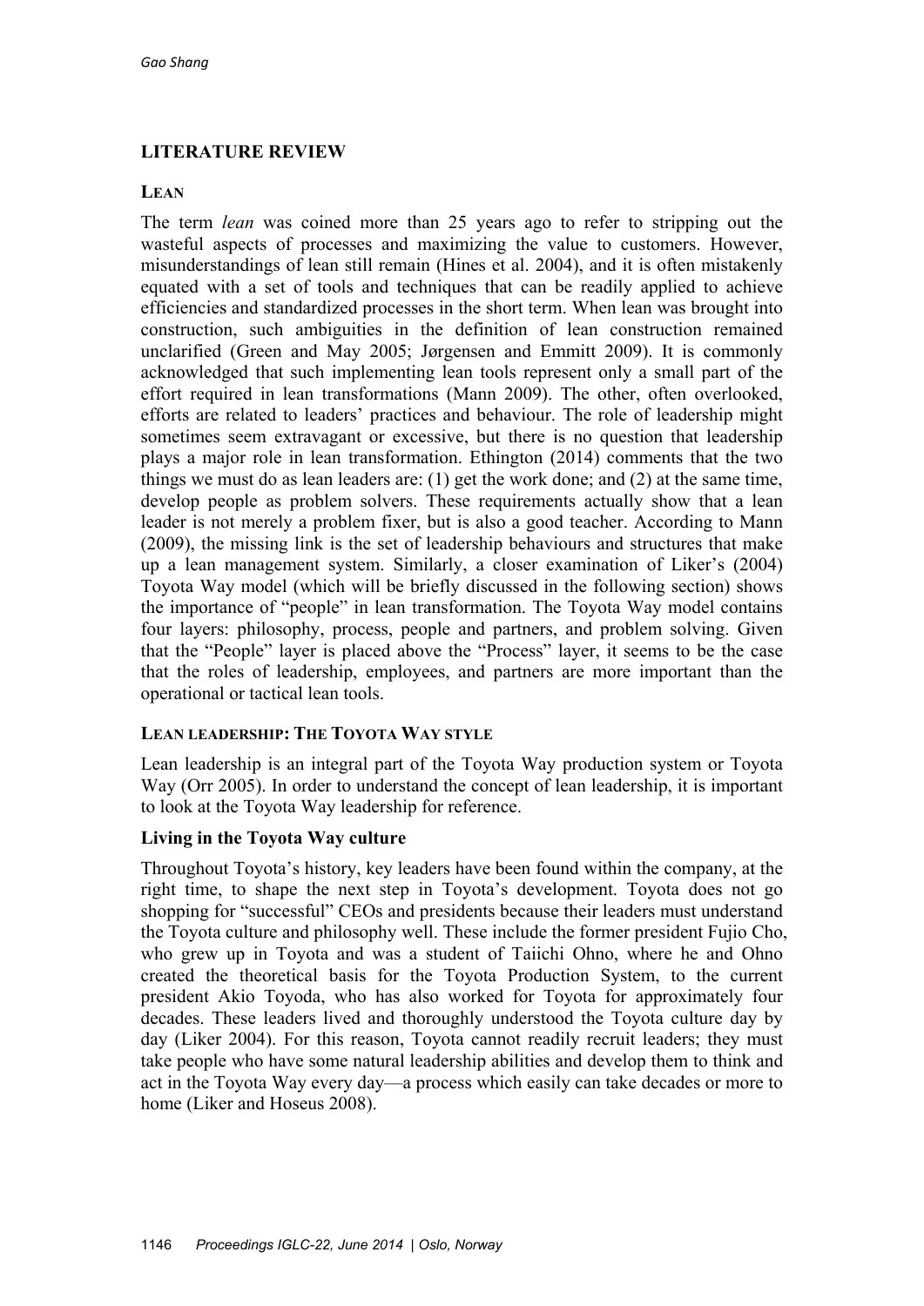## LITERATURE REVIEW

### LEAN

The term *lean* was coined more than 25 years ago to refer to stripping out the wasteful aspects of processes and maximizing the value to customers. However, misunderstandings of lean still remain (Hines et al. 2004), and it is often mistakenly equated with a set of tools and techniques that can be readily applied to achieve efficiencies and standardized processes in the short term. When lean was brought into construction, such ambiguities in the definition of lean construction remained unclarified (Green and May 2005; Jørgensen and Emmitt 2009). It is commonly acknowledged that such implementing lean tools represent only a small part of the effort required in lean transformations (Mann 2009). The other, often overlooked, efforts are related to leaders' practices and behaviour. The role of leadership might sometimes seem extravagant or excessive, but there is no question that leadership plays a major role in lean transformation. Ethington (2014) comments that the two things we must do as lean leaders are: (1) get the work done; and (2) at the same time, develop people as problem solvers. These requirements actually show that a lean leader is not merely a problem fixer, but is also a good teacher. According to Mann (2009), the missing link is the set of leadership behaviours and structures that make up a lean management system. Similarly, a closer examination of Liker's (2004) Toyota Way model (which will be briefly discussed in the following section) shows the importance of "people" in lean transformation. The Toyota Way model contains four layers: philosophy, process, people and partners, and problem solving. Given that the "People" layer is placed above the "Process" layer, it seems to be the case that the roles of leadership, employees, and partners are more important than the operational or tactical lean tools.

### LEAN LEADERSHIP: THE TOYOTA WAY STYLE

Lean leadership is an integral part of the Toyota Way production system or Toyota Way (Orr 2005). In order to understand the concept of lean leadership, it is important to look at the Toyota Way leadership for reference.

#### Living in the Toyota Way culture

Throughout Toyota's history, key leaders have been found within the company, at the right time, to shape the next step in Toyota's development. Toyota does not go shopping for "successful" CEOs and presidents because their leaders must understand the Toyota culture and philosophy well. These include the former president Fujio Cho, who grew up in Toyota and was a student of Taiichi Ohno, where he and Ohno created the theoretical basis for the Toyota Production System, to the current president Akio Toyoda, who has also worked for Toyota for approximately four decades. These leaders lived and thoroughly understood the Toyota culture day by day (Liker 2004). For this reason, Toyota cannot readily recruit leaders; they must take people who have some natural leadership abilities and develop them to think and act in the Toyota Way every day—a process which easily can take decades or more to home (Liker and Hoseus 2008).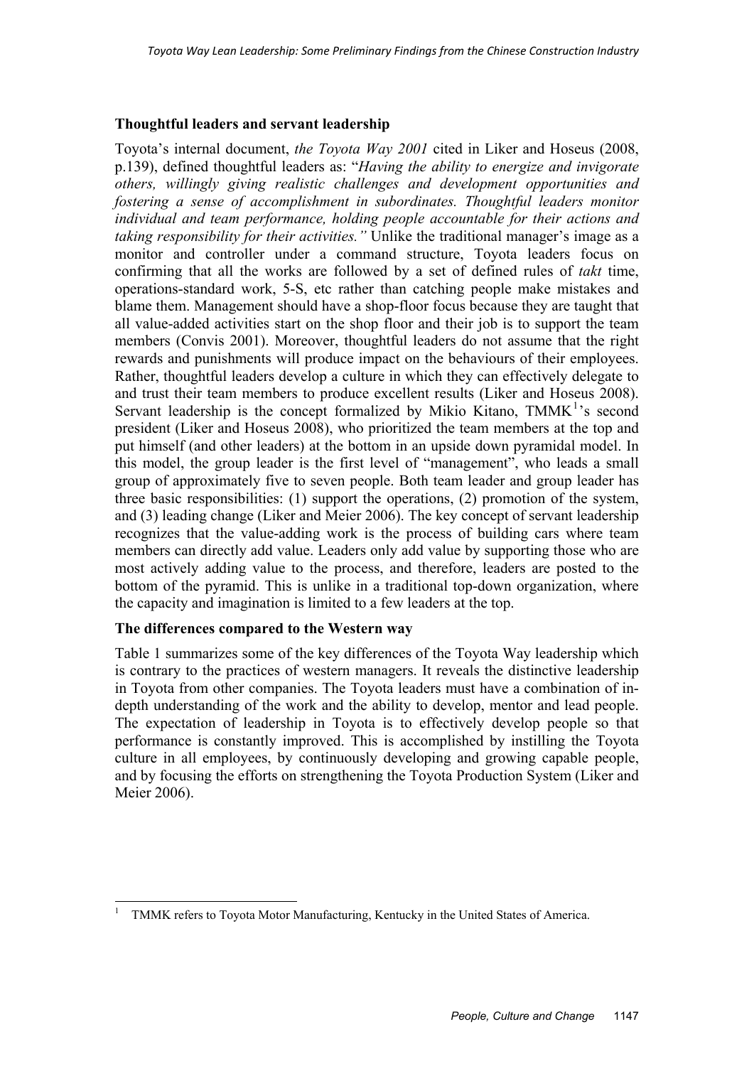### Thoughtful leaders and servant leadership

Toyota's internal document, *the Toyota Way 2001* cited in Liker and Hoseus (2008, p.139), defined thoughtful leaders as: "*Having the ability to energize and invigorate others, willingly giving realistic challenges and development opportunities and fostering a sense of accomplishment in subordinates. Thoughtful leaders monitor individual and team performance, holding people accountable for their actions and taking responsibility for their activities."* Unlike the traditional manager's image as a monitor and controller under a command structure, Toyota leaders focus on confirming that all the works are followed by a set of defined rules of *takt* time, operations-standard work, 5-S, etc rather than catching people make mistakes and blame them. Management should have a shop-floor focus because they are taught that all value-added activities start on the shop floor and their job is to support the team members (Convis 2001). Moreover, thoughtful leaders do not assume that the right rewards and punishments will produce impact on the behaviours of their employees. Rather, thoughtful leaders develop a culture in which they can effectively delegate to and trust their team members to produce excellent results (Liker and Hoseus 2008). Servant leadership is the concept formalized by Mikio Kitano, TMMK[1]'s second president (Liker and Hoseus 2008), who prioritized the team members at the top and put himself (and other leaders) at the bottom in an upside down pyramidal model. In this model, the group leader is the first level of "management", who leads a small group of approximately five to seven people. Both team leader and group leader has three basic responsibilities: (1) support the operations, (2) promotion of the system, and (3) leading change (Liker and Meier 2006). The key concept of servant leadership recognizes that the value-adding work is the process of building cars where team members can directly add value. Leaders only add value by supporting those who are most actively adding value to the process, and therefore, leaders are posted to the bottom of the pyramid. This is unlike in a traditional top-down organization, where the capacity and imagination is limited to a few leaders at the top.

### The differences compared to the Western way

Table 1 summarizes some of the key differences of the Toyota Way leadership which is contrary to the practices of western managers. It reveals the distinctive leadership in Toyota from other companies. The Toyota leaders must have a combination of in-depth understanding of the work and the ability to develop, mentor and lead people. The expectation of leadership in Toyota is to effectively develop people so that performance is constantly improved. This is accomplished by instilling the Toyota culture in all employees, by continuously developing and growing capable people, and by focusing the efforts on strengthening the Toyota Production System (Liker and Meier 2006).

---

[1] TMMK refers to Toyota Motor Manufacturing, Kentucky in the United States of America.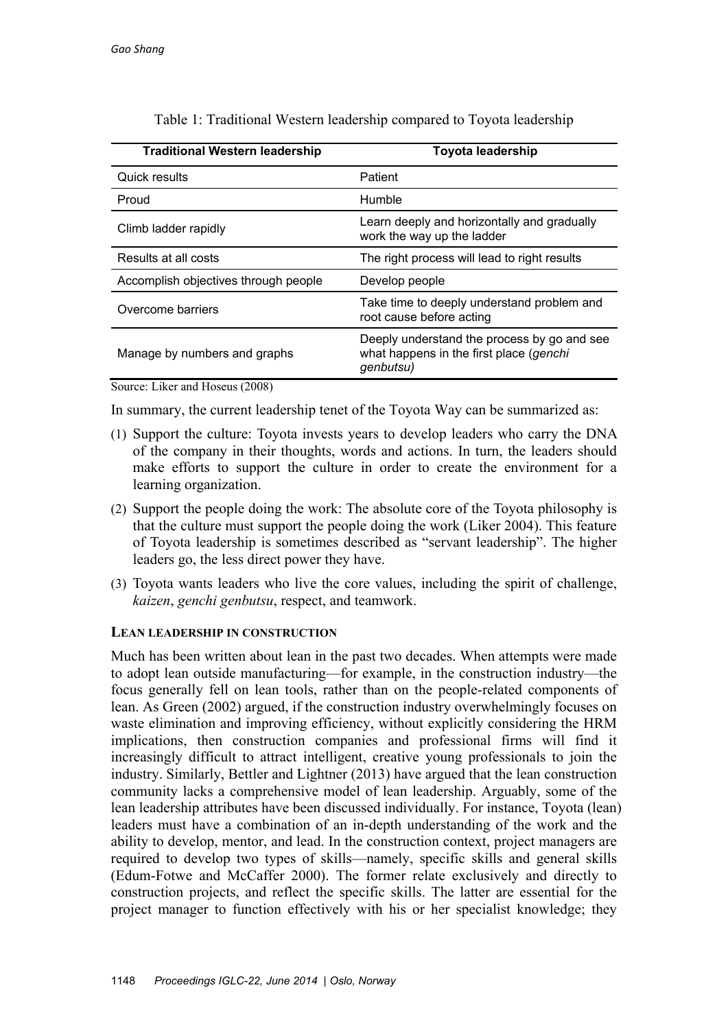Table 1: Traditional Western leadership compared to Toyota leadership

| Traditional Western leadership | Toyota leadership |
|---|---|
| Quick results | Patient |
| Proud | Humble |
| Climb ladder rapidly | Learn deeply and horizontally and gradually work the way up the ladder |
| Results at all costs | The right process will lead to right results |
| Accomplish objectives through people | Develop people |
| Overcome barriers | Take time to deeply understand problem and root cause before acting |
| Manage by numbers and graphs | Deeply understand the process by go and see what happens in the first place (*genchi genbutsu)* |

Source: Liker and Hoseus (2008)

In summary, the current leadership tenet of the Toyota Way can be summarized as:

(1) Support the culture: Toyota invests years to develop leaders who carry the DNA of the company in their thoughts, words and actions. In turn, the leaders should make efforts to support the culture in order to create the environment for a learning organization.

(2) Support the people doing the work: The absolute core of the Toyota philosophy is that the culture must support the people doing the work (Liker 2004). This feature of Toyota leadership is sometimes described as "servant leadership". The higher leaders go, the less direct power they have.

(3) Toyota wants leaders who live the core values, including the spirit of challenge, *kaizen*, *genchi genbutsu*, respect, and teamwork.

### LEAN LEADERSHIP IN CONSTRUCTION

Much has been written about lean in the past two decades. When attempts were made to adopt lean outside manufacturing—for example, in the construction industry—the focus generally fell on lean tools, rather than on the people-related components of lean. As Green (2002) argued, if the construction industry overwhelmingly focuses on waste elimination and improving efficiency, without explicitly considering the HRM implications, then construction companies and professional firms will find it increasingly difficult to attract intelligent, creative young professionals to join the industry. Similarly, Bettler and Lightner (2013) have argued that the lean construction community lacks a comprehensive model of lean leadership. Arguably, some of the lean leadership attributes have been discussed individually. For instance, Toyota (lean) leaders must have a combination of an in-depth understanding of the work and the ability to develop, mentor, and lead. In the construction context, project managers are required to develop two types of skills—namely, specific skills and general skills (Edum-Fotwe and McCaffer 2000). The former relate exclusively and directly to construction projects, and reflect the specific skills. The latter are essential for the project manager to function effectively with his or her specialist knowledge; they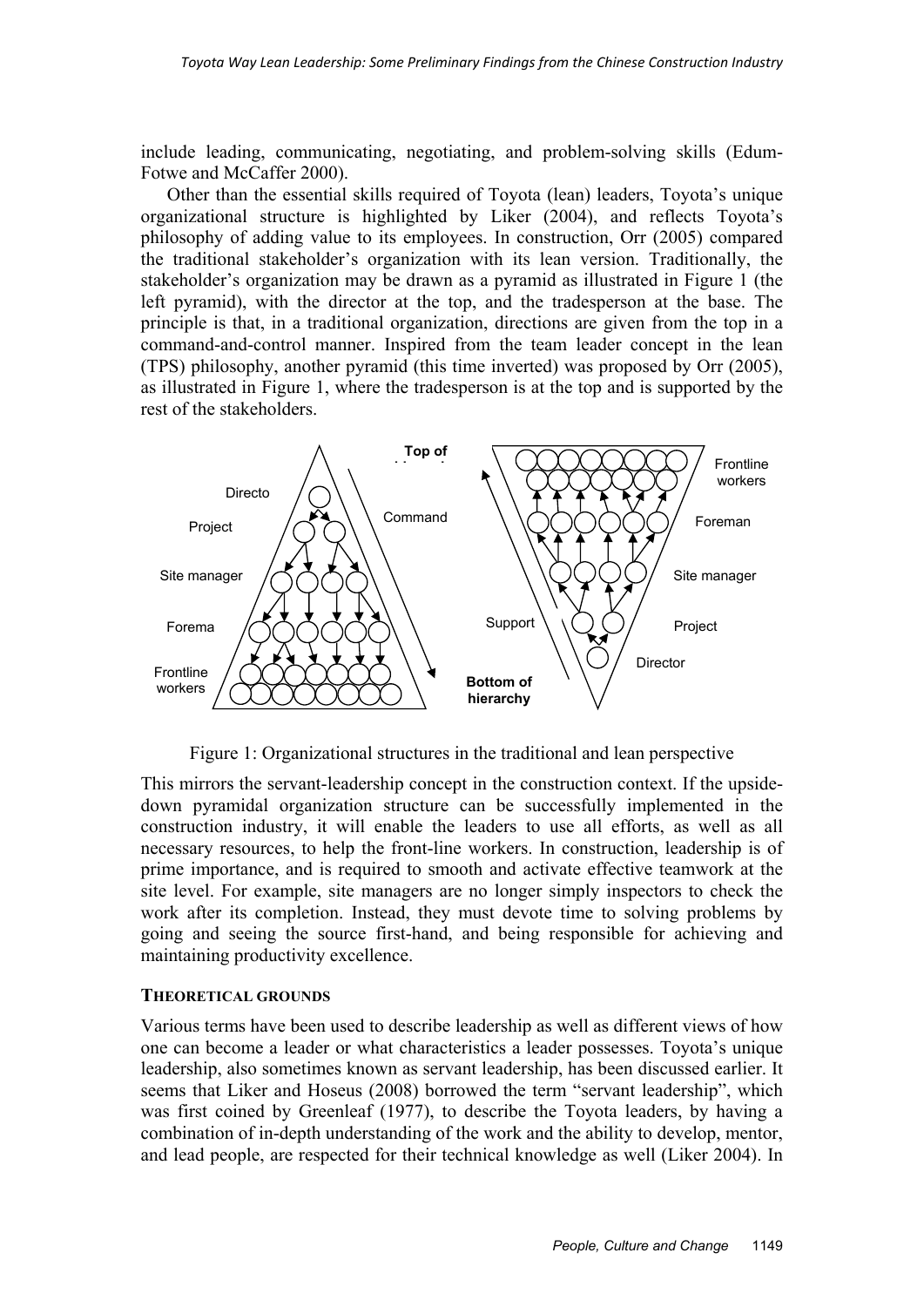include leading, communicating, negotiating, and problem-solving skills (Edum-Fotwe and McCaffer 2000).

Other than the essential skills required of Toyota (lean) leaders, Toyota's unique organizational structure is highlighted by Liker (2004), and reflects Toyota's philosophy of adding value to its employees. In construction, Orr (2005) compared the traditional stakeholder's organization with its lean version. Traditionally, the stakeholder's organization may be drawn as a pyramid as illustrated in Figure 1 (the left pyramid), with the director at the top, and the tradesperson at the base. The principle is that, in a traditional organization, directions are given from the top in a command-and-control manner. Inspired from the team leader concept in the lean (TPS) philosophy, another pyramid (this time inverted) was proposed by Orr (2005), as illustrated in Figure 1, where the tradesperson is at the top and is supported by the rest of the stakeholders.

Figure 1: Organizational structures in the traditional and lean perspective

This mirrors the servant-leadership concept in the construction context. If the upside-down pyramidal organization structure can be successfully implemented in the construction industry, it will enable the leaders to use all efforts, as well as all necessary resources, to help the front-line workers. In construction, leadership is of prime importance, and is required to smooth and activate effective teamwork at the site level. For example, site managers are no longer simply inspectors to check the work after its completion. Instead, they must devote time to solving problems by going and seeing the source first-hand, and being responsible for achieving and maintaining productivity excellence.

## THEORETICAL GROUNDS

Various terms have been used to describe leadership as well as different views of how one can become a leader or what characteristics a leader possesses. Toyota's unique leadership, also sometimes known as servant leadership, has been discussed earlier. It seems that Liker and Hoseus (2008) borrowed the term "servant leadership", which was first coined by Greenleaf (1977), to describe the Toyota leaders, by having a combination of in-depth understanding of the work and the ability to develop, mentor, and lead people, are respected for their technical knowledge as well (Liker 2004). In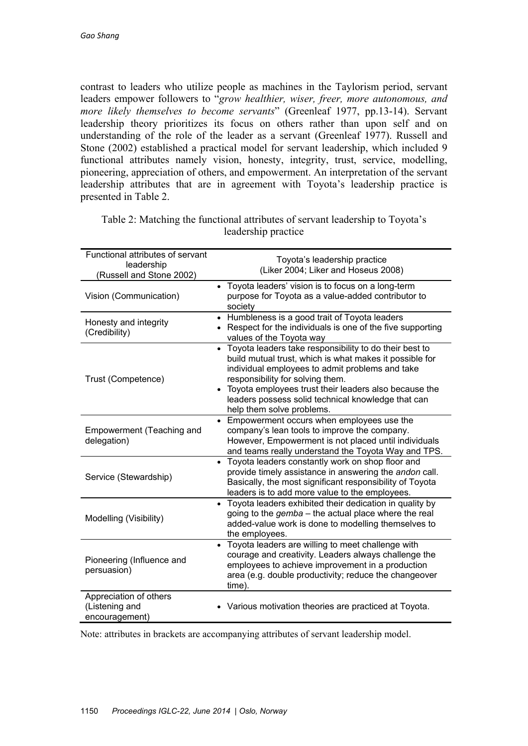contrast to leaders who utilize people as machines in the Taylorism period, servant leaders empower followers to "*grow healthier, wiser, freer, more autonomous, and more likely themselves to become servants*" (Greenleaf 1977, pp.13-14). Servant leadership theory prioritizes its focus on others rather than upon self and on understanding of the role of the leader as a servant (Greenleaf 1977). Russell and Stone (2002) established a practical model for servant leadership, which included 9 functional attributes namely vision, honesty, integrity, trust, service, modelling, pioneering, appreciation of others, and empowerment. An interpretation of the servant leadership attributes that are in agreement with Toyota's leadership practice is presented in Table 2.

Table 2: Matching the functional attributes of servant leadership to Toyota's leadership practice

| Functional attributes of servant leadership (Russell and Stone 2002) | Toyota's leadership practice (Liker 2004; Liker and Hoseus 2008) |
|---|---|
| Vision (Communication) | • Toyota leaders' vision is to focus on a long-term purpose for Toyota as a value-added contributor to society |
| Honesty and integrity (Credibility) | • Humbleness is a good trait of Toyota leaders<br>• Respect for the individuals is one of the five supporting values of the Toyota way |
| Trust (Competence) | • Toyota leaders take responsibility to do their best to build mutual trust, which is what makes it possible for individual employees to admit problems and take responsibility for solving them.<br>• Toyota employees trust their leaders also because the leaders possess solid technical knowledge that can help them solve problems. |
| Empowerment (Teaching and delegation) | • Empowerment occurs when employees use the company's lean tools to improve the company. However, Empowerment is not placed until individuals and teams really understand the Toyota Way and TPS. |
| Service (Stewardship) | • Toyota leaders constantly work on shop floor and provide timely assistance in answering the *andon* call. Basically, the most significant responsibility of Toyota leaders is to add more value to the employees. |
| Modelling (Visibility) | • Toyota leaders exhibited their dedication in quality by going to the *gemba* – the actual place where the real added-value work is done to modelling themselves to the employees. |
| Pioneering (Influence and persuasion) | • Toyota leaders are willing to meet challenge with courage and creativity. Leaders always challenge the employees to achieve improvement in a production area (e.g. double productivity; reduce the changeover time). |
| Appreciation of others (Listening and encouragement) | • Various motivation theories are practiced at Toyota. |

Note: attributes in brackets are accompanying attributes of servant leadership model.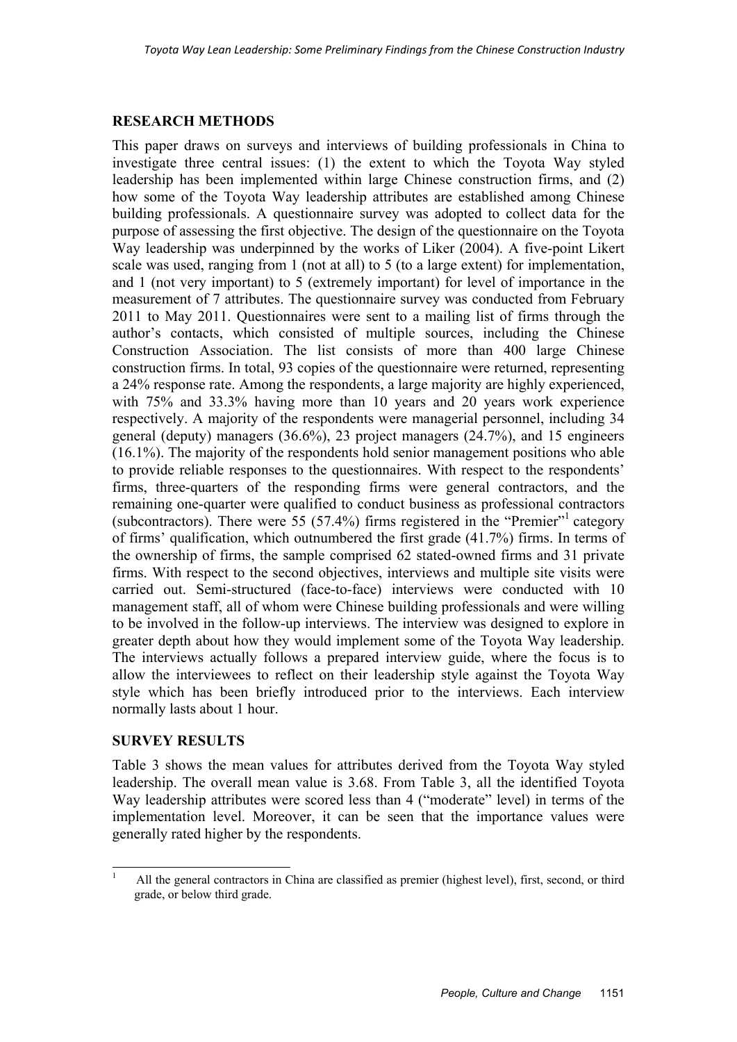## RESEARCH METHODS

This paper draws on surveys and interviews of building professionals in China to investigate three central issues: (1) the extent to which the Toyota Way styled leadership has been implemented within large Chinese construction firms, and (2) how some of the Toyota Way leadership attributes are established among Chinese building professionals. A questionnaire survey was adopted to collect data for the purpose of assessing the first objective. The design of the questionnaire on the Toyota Way leadership was underpinned by the works of Liker (2004). A five-point Likert scale was used, ranging from 1 (not at all) to 5 (to a large extent) for implementation, and 1 (not very important) to 5 (extremely important) for level of importance in the measurement of 7 attributes. The questionnaire survey was conducted from February 2011 to May 2011. Questionnaires were sent to a mailing list of firms through the author's contacts, which consisted of multiple sources, including the Chinese Construction Association. The list consists of more than 400 large Chinese construction firms. In total, 93 copies of the questionnaire were returned, representing a 24% response rate. Among the respondents, a large majority are highly experienced, with 75% and 33.3% having more than 10 years and 20 years work experience respectively. A majority of the respondents were managerial personnel, including 34 general (deputy) managers (36.6%), 23 project managers (24.7%), and 15 engineers (16.1%). The majority of the respondents hold senior management positions who able to provide reliable responses to the questionnaires. With respect to the respondents' firms, three-quarters of the responding firms were general contractors, and the remaining one-quarter were qualified to conduct business as professional contractors (subcontractors). There were 55 (57.4%) firms registered in the "Premier"[1] category of firms' qualification, which outnumbered the first grade (41.7%) firms. In terms of the ownership of firms, the sample comprised 62 stated-owned firms and 31 private firms. With respect to the second objectives, interviews and multiple site visits were carried out. Semi-structured (face-to-face) interviews were conducted with 10 management staff, all of whom were Chinese building professionals and were willing to be involved in the follow-up interviews. The interview was designed to explore in greater depth about how they would implement some of the Toyota Way leadership. The interviews actually follows a prepared interview guide, where the focus is to allow the interviewees to reflect on their leadership style against the Toyota Way style which has been briefly introduced prior to the interviews. Each interview normally lasts about 1 hour.

## SURVEY RESULTS

Table 3 shows the mean values for attributes derived from the Toyota Way styled leadership. The overall mean value is 3.68. From Table 3, all the identified Toyota Way leadership attributes were scored less than 4 ("moderate" level) in terms of the implementation level. Moreover, it can be seen that the importance values were generally rated higher by the respondents.

[1] All the general contractors in China are classified as premier (highest level), first, second, or third grade, or below third grade.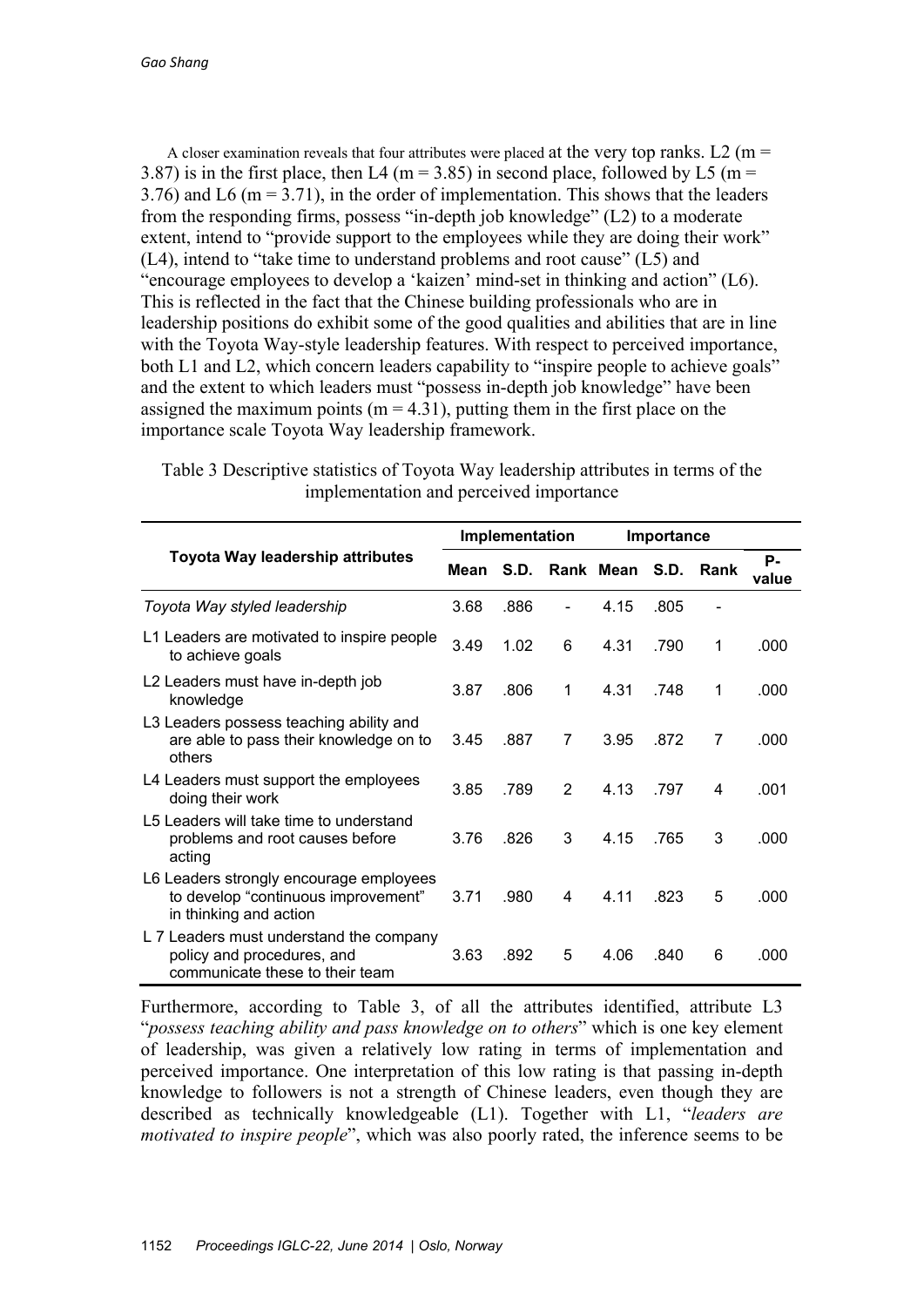A closer examination reveals that four attributes were placed at the very top ranks. L2 (m = 3.87) is in the first place, then L4 (m = 3.85) in second place, followed by L5 (m = 3.76) and L6 (m = 3.71), in the order of implementation. This shows that the leaders from the responding firms, possess "in-depth job knowledge" (L2) to a moderate extent, intend to "provide support to the employees while they are doing their work" (L4), intend to "take time to understand problems and root cause" (L5) and "encourage employees to develop a 'kaizen' mind-set in thinking and action" (L6). This is reflected in the fact that the Chinese building professionals who are in leadership positions do exhibit some of the good qualities and abilities that are in line with the Toyota Way-style leadership features. With respect to perceived importance, both L1 and L2, which concern leaders capability to "inspire people to achieve goals" and the extent to which leaders must "possess in-depth job knowledge" have been assigned the maximum points (m = 4.31), putting them in the first place on the importance scale Toyota Way leadership framework.

Table 3 Descriptive statistics of Toyota Way leadership attributes in terms of the implementation and perceived importance

| Toyota Way leadership attributes | Implementation | | | Importance | | | P-value |
|---|---|---|---|---|---|---|---|
| | Mean | S.D. | Rank | Mean | S.D. | Rank | |
| *Toyota Way styled leadership* | 3.68 | .886 | - | 4.15 | .805 | - | |
| L1 Leaders are motivated to inspire people to achieve goals | 3.49 | 1.02 | 6 | 4.31 | .790 | 1 | .000 |
| L2 Leaders must have in-depth job knowledge | 3.87 | .806 | 1 | 4.31 | .748 | 1 | .000 |
| L3 Leaders possess teaching ability and are able to pass their knowledge on to others | 3.45 | .887 | 7 | 3.95 | .872 | 7 | .000 |
| L4 Leaders must support the employees doing their work | 3.85 | .789 | 2 | 4.13 | .797 | 4 | .001 |
| L5 Leaders will take time to understand problems and root causes before acting | 3.76 | .826 | 3 | 4.15 | .765 | 3 | .000 |
| L6 Leaders strongly encourage employees to develop "continuous improvement" in thinking and action | 3.71 | .980 | 4 | 4.11 | .823 | 5 | .000 |
| L 7 Leaders must understand the company policy and procedures, and communicate these to their team | 3.63 | .892 | 5 | 4.06 | .840 | 6 | .000 |

Furthermore, according to Table 3, of all the attributes identified, attribute L3 "*possess teaching ability and pass knowledge on to others*" which is one key element of leadership, was given a relatively low rating in terms of implementation and perceived importance. One interpretation of this low rating is that passing in-depth knowledge to followers is not a strength of Chinese leaders, even though they are described as technically knowledgeable (L1). Together with L1, "*leaders are motivated to inspire people*", which was also poorly rated, the inference seems to be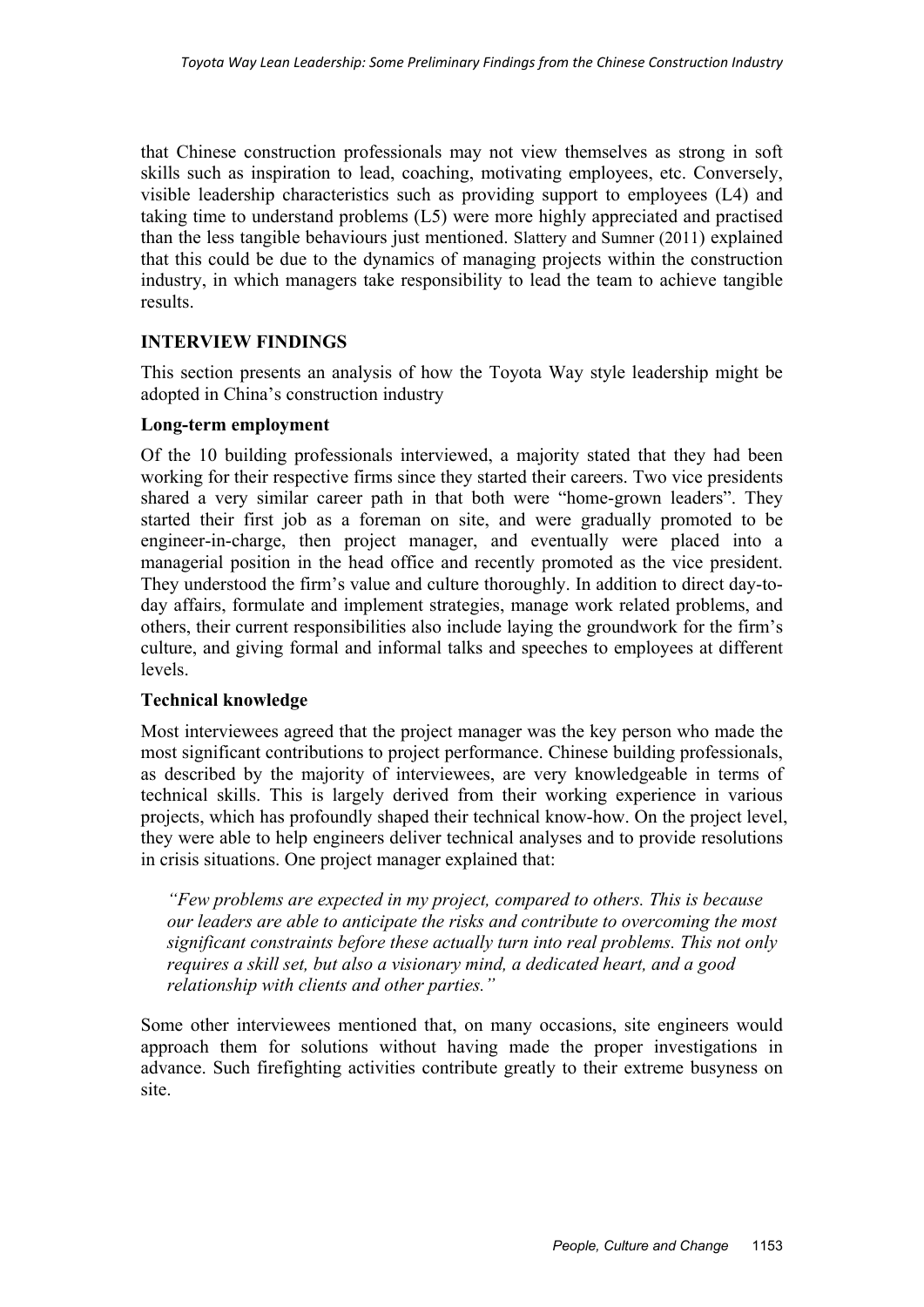that Chinese construction professionals may not view themselves as strong in soft skills such as inspiration to lead, coaching, motivating employees, etc. Conversely, visible leadership characteristics such as providing support to employees (L4) and taking time to understand problems (L5) were more highly appreciated and practised than the less tangible behaviours just mentioned. Slattery and Sumner (2011) explained that this could be due to the dynamics of managing projects within the construction industry, in which managers take responsibility to lead the team to achieve tangible results.

## INTERVIEW FINDINGS

This section presents an analysis of how the Toyota Way style leadership might be adopted in China's construction industry

### Long-term employment

Of the 10 building professionals interviewed, a majority stated that they had been working for their respective firms since they started their careers. Two vice presidents shared a very similar career path in that both were "home-grown leaders". They started their first job as a foreman on site, and were gradually promoted to be engineer-in-charge, then project manager, and eventually were placed into a managerial position in the head office and recently promoted as the vice president. They understood the firm's value and culture thoroughly. In addition to direct day-to-day affairs, formulate and implement strategies, manage work related problems, and others, their current responsibilities also include laying the groundwork for the firm's culture, and giving formal and informal talks and speeches to employees at different levels.

### Technical knowledge

Most interviewees agreed that the project manager was the key person who made the most significant contributions to project performance. Chinese building professionals, as described by the majority of interviewees, are very knowledgeable in terms of technical skills. This is largely derived from their working experience in various projects, which has profoundly shaped their technical know-how. On the project level, they were able to help engineers deliver technical analyses and to provide resolutions in crisis situations. One project manager explained that:

> *"Few problems are expected in my project, compared to others. This is because our leaders are able to anticipate the risks and contribute to overcoming the most significant constraints before these actually turn into real problems. This not only requires a skill set, but also a visionary mind, a dedicated heart, and a good relationship with clients and other parties."*

Some other interviewees mentioned that, on many occasions, site engineers would approach them for solutions without having made the proper investigations in advance. Such firefighting activities contribute greatly to their extreme busyness on site.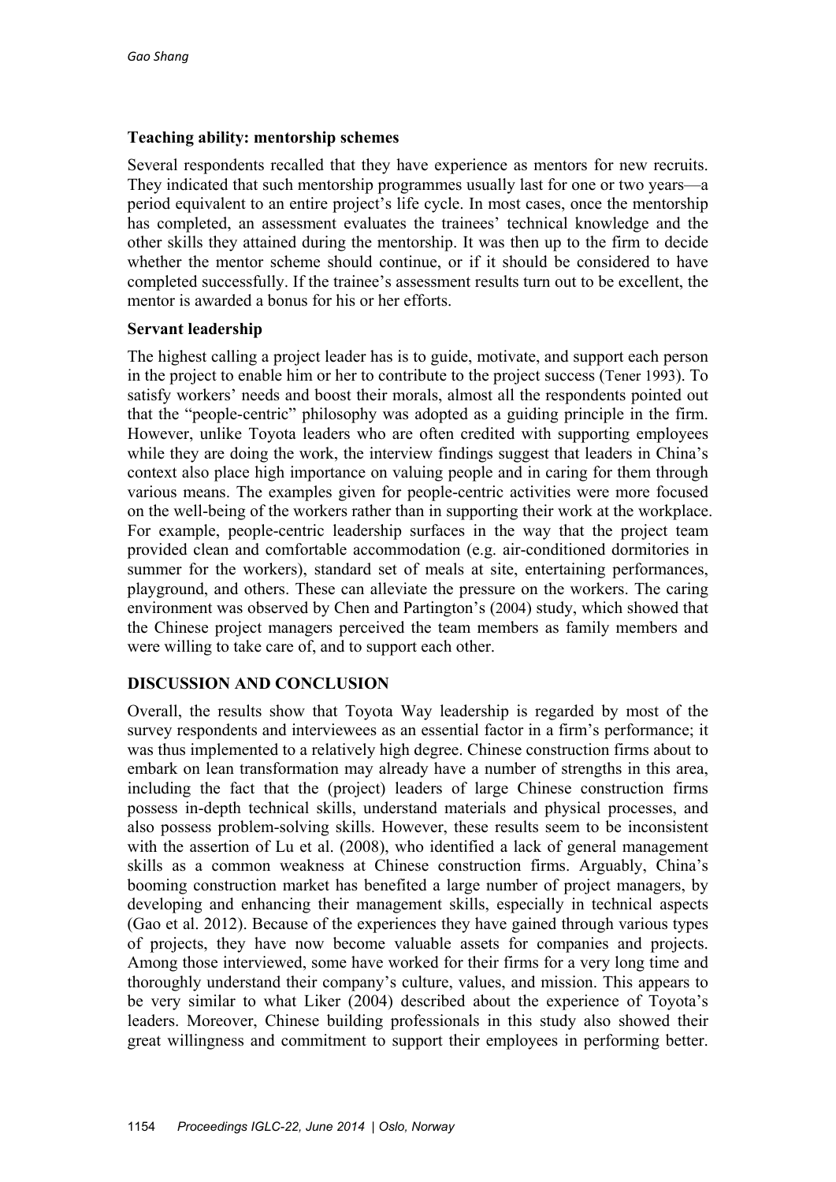### Teaching ability: mentorship schemes

Several respondents recalled that they have experience as mentors for new recruits. They indicated that such mentorship programmes usually last for one or two years—a period equivalent to an entire project's life cycle. In most cases, once the mentorship has completed, an assessment evaluates the trainees' technical knowledge and the other skills they attained during the mentorship. It was then up to the firm to decide whether the mentor scheme should continue, or if it should be considered to have completed successfully. If the trainee's assessment results turn out to be excellent, the mentor is awarded a bonus for his or her efforts.

### Servant leadership

The highest calling a project leader has is to guide, motivate, and support each person in the project to enable him or her to contribute to the project success (Tener 1993). To satisfy workers' needs and boost their morals, almost all the respondents pointed out that the "people-centric" philosophy was adopted as a guiding principle in the firm. However, unlike Toyota leaders who are often credited with supporting employees while they are doing the work, the interview findings suggest that leaders in China's context also place high importance on valuing people and in caring for them through various means. The examples given for people-centric activities were more focused on the well-being of the workers rather than in supporting their work at the workplace. For example, people-centric leadership surfaces in the way that the project team provided clean and comfortable accommodation (e.g. air-conditioned dormitories in summer for the workers), standard set of meals at site, entertaining performances, playground, and others. These can alleviate the pressure on the workers. The caring environment was observed by Chen and Partington's (2004) study, which showed that the Chinese project managers perceived the team members as family members and were willing to take care of, and to support each other.

## DISCUSSION AND CONCLUSION

Overall, the results show that Toyota Way leadership is regarded by most of the survey respondents and interviewees as an essential factor in a firm's performance; it was thus implemented to a relatively high degree. Chinese construction firms about to embark on lean transformation may already have a number of strengths in this area, including the fact that the (project) leaders of large Chinese construction firms possess in-depth technical skills, understand materials and physical processes, and also possess problem-solving skills. However, these results seem to be inconsistent with the assertion of Lu et al. (2008), who identified a lack of general management skills as a common weakness at Chinese construction firms. Arguably, China's booming construction market has benefited a large number of project managers, by developing and enhancing their management skills, especially in technical aspects (Gao et al. 2012). Because of the experiences they have gained through various types of projects, they have now become valuable assets for companies and projects. Among those interviewed, some have worked for their firms for a very long time and thoroughly understand their company's culture, values, and mission. This appears to be very similar to what Liker (2004) described about the experience of Toyota's leaders. Moreover, Chinese building professionals in this study also showed their great willingness and commitment to support their employees in performing better.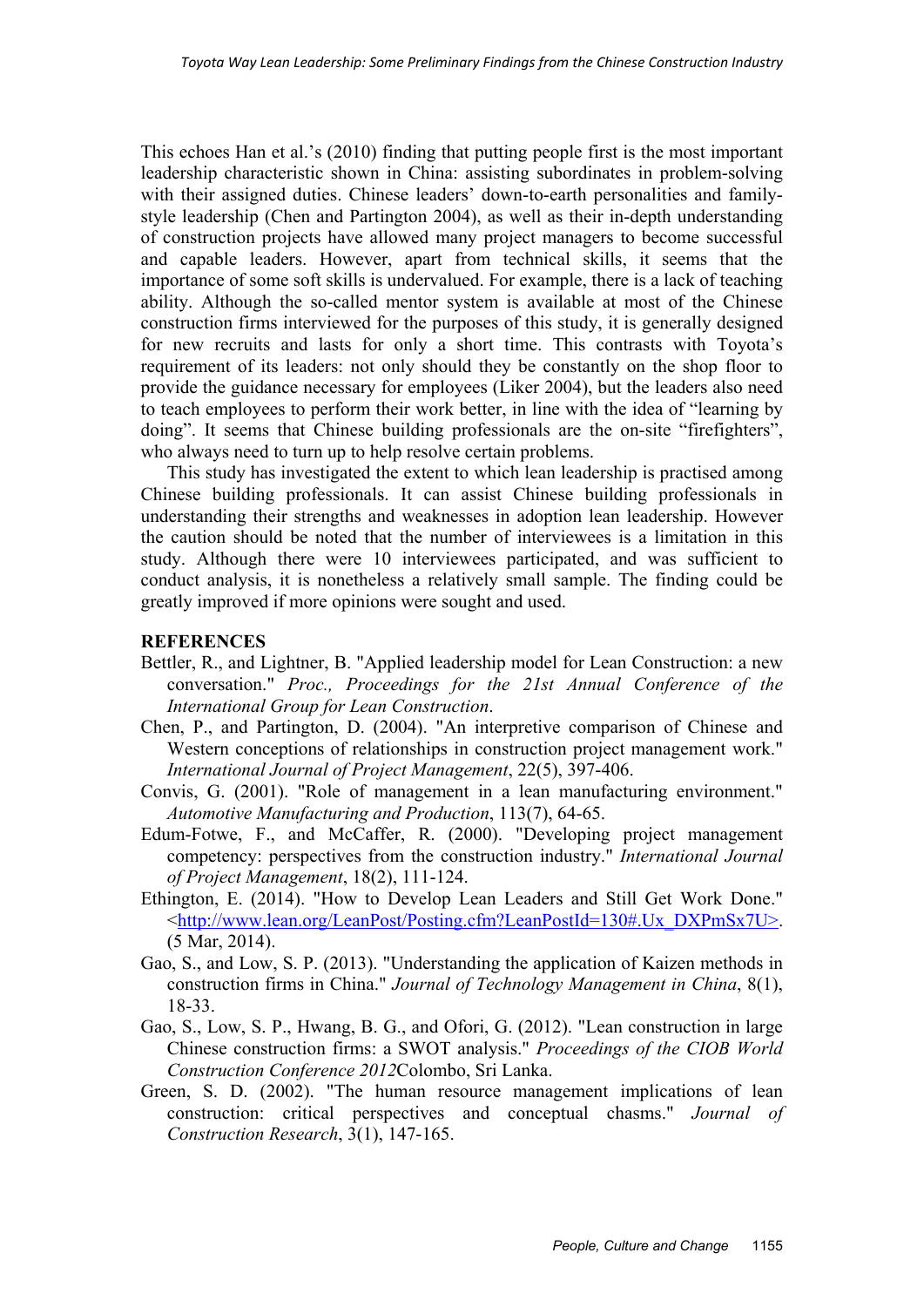This echoes Han et al.'s (2010) finding that putting people first is the most important leadership characteristic shown in China: assisting subordinates in problem-solving with their assigned duties. Chinese leaders' down-to-earth personalities and family-style leadership (Chen and Partington 2004), as well as their in-depth understanding of construction projects have allowed many project managers to become successful and capable leaders. However, apart from technical skills, it seems that the importance of some soft skills is undervalued. For example, there is a lack of teaching ability. Although the so-called mentor system is available at most of the Chinese construction firms interviewed for the purposes of this study, it is generally designed for new recruits and lasts for only a short time. This contrasts with Toyota's requirement of its leaders: not only should they be constantly on the shop floor to provide the guidance necessary for employees (Liker 2004), but the leaders also need to teach employees to perform their work better, in line with the idea of "learning by doing". It seems that Chinese building professionals are the on-site "firefighters", who always need to turn up to help resolve certain problems.

This study has investigated the extent to which lean leadership is practised among Chinese building professionals. It can assist Chinese building professionals in understanding their strengths and weaknesses in adoption lean leadership. However the caution should be noted that the number of interviewees is a limitation in this study. Although there were 10 interviewees participated, and was sufficient to conduct analysis, it is nonetheless a relatively small sample. The finding could be greatly improved if more opinions were sought and used.

**REFERENCES**

Bettler, R., and Lightner, B. "Applied leadership model for Lean Construction: a new conversation." *Proc., Proceedings for the 21st Annual Conference of the International Group for Lean Construction*.

Chen, P., and Partington, D. (2004). "An interpretive comparison of Chinese and Western conceptions of relationships in construction project management work." *International Journal of Project Management*, 22(5), 397-406.

Convis, G. (2001). "Role of management in a lean manufacturing environment." *Automotive Manufacturing and Production*, 113(7), 64-65.

Edum-Fotwe, F., and McCaffer, R. (2000). "Developing project management competency: perspectives from the construction industry." *International Journal of Project Management*, 18(2), 111-124.

Ethington, E. (2014). "How to Develop Lean Leaders and Still Get Work Done." <http://www.lean.org/LeanPost/Posting.cfm?LeanPostId=130#.Ux_DXPmSx7U>. (5 Mar, 2014).

Gao, S., and Low, S. P. (2013). "Understanding the application of Kaizen methods in construction firms in China." *Journal of Technology Management in China*, 8(1), 18-33.

Gao, S., Low, S. P., Hwang, B. G., and Ofori, G. (2012). "Lean construction in large Chinese construction firms: a SWOT analysis." *Proceedings of the CIOB World Construction Conference 2012*Colombo, Sri Lanka.

Green, S. D. (2002). "The human resource management implications of lean construction: critical perspectives and conceptual chasms." *Journal of Construction Research*, 3(1), 147-165.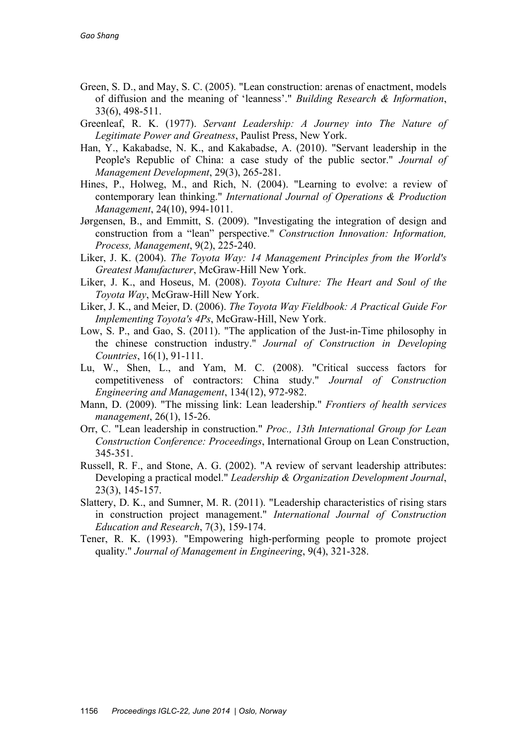Green, S. D., and May, S. C. (2005). "Lean construction: arenas of enactment, models of diffusion and the meaning of 'leanness'." *Building Research & Information*, 33(6), 498-511.

Greenleaf, R. K. (1977). *Servant Leadership: A Journey into The Nature of Legitimate Power and Greatness*, Paulist Press, New York.

Han, Y., Kakabadse, N. K., and Kakabadse, A. (2010). "Servant leadership in the People's Republic of China: a case study of the public sector." *Journal of Management Development*, 29(3), 265-281.

Hines, P., Holweg, M., and Rich, N. (2004). "Learning to evolve: a review of contemporary lean thinking." *International Journal of Operations & Production Management*, 24(10), 994-1011.

Jørgensen, B., and Emmitt, S. (2009). "Investigating the integration of design and construction from a "lean" perspective." *Construction Innovation: Information, Process, Management*, 9(2), 225-240.

Liker, J. K. (2004). *The Toyota Way: 14 Management Principles from the World's Greatest Manufacturer*, McGraw-Hill New York.

Liker, J. K., and Hoseus, M. (2008). *Toyota Culture: The Heart and Soul of the Toyota Way*, McGraw-Hill New York.

Liker, J. K., and Meier, D. (2006). *The Toyota Way Fieldbook: A Practical Guide For Implementing Toyota's 4Ps*, McGraw-Hill, New York.

Low, S. P., and Gao, S. (2011). "The application of the Just-in-Time philosophy in the chinese construction industry." *Journal of Construction in Developing Countries*, 16(1), 91-111.

Lu, W., Shen, L., and Yam, M. C. (2008). "Critical success factors for competitiveness of contractors: China study." *Journal of Construction Engineering and Management*, 134(12), 972-982.

Mann, D. (2009). "The missing link: Lean leadership." *Frontiers of health services management*, 26(1), 15-26.

Orr, C. "Lean leadership in construction." *Proc., 13th International Group for Lean Construction Conference: Proceedings*, International Group on Lean Construction, 345-351.

Russell, R. F., and Stone, A. G. (2002). "A review of servant leadership attributes: Developing a practical model." *Leadership & Organization Development Journal*, 23(3), 145-157.

Slattery, D. K., and Sumner, M. R. (2011). "Leadership characteristics of rising stars in construction project management." *International Journal of Construction Education and Research*, 7(3), 159-174.

Tener, R. K. (1993). "Empowering high-performing people to promote project quality." *Journal of Management in Engineering*, 9(4), 321-328.